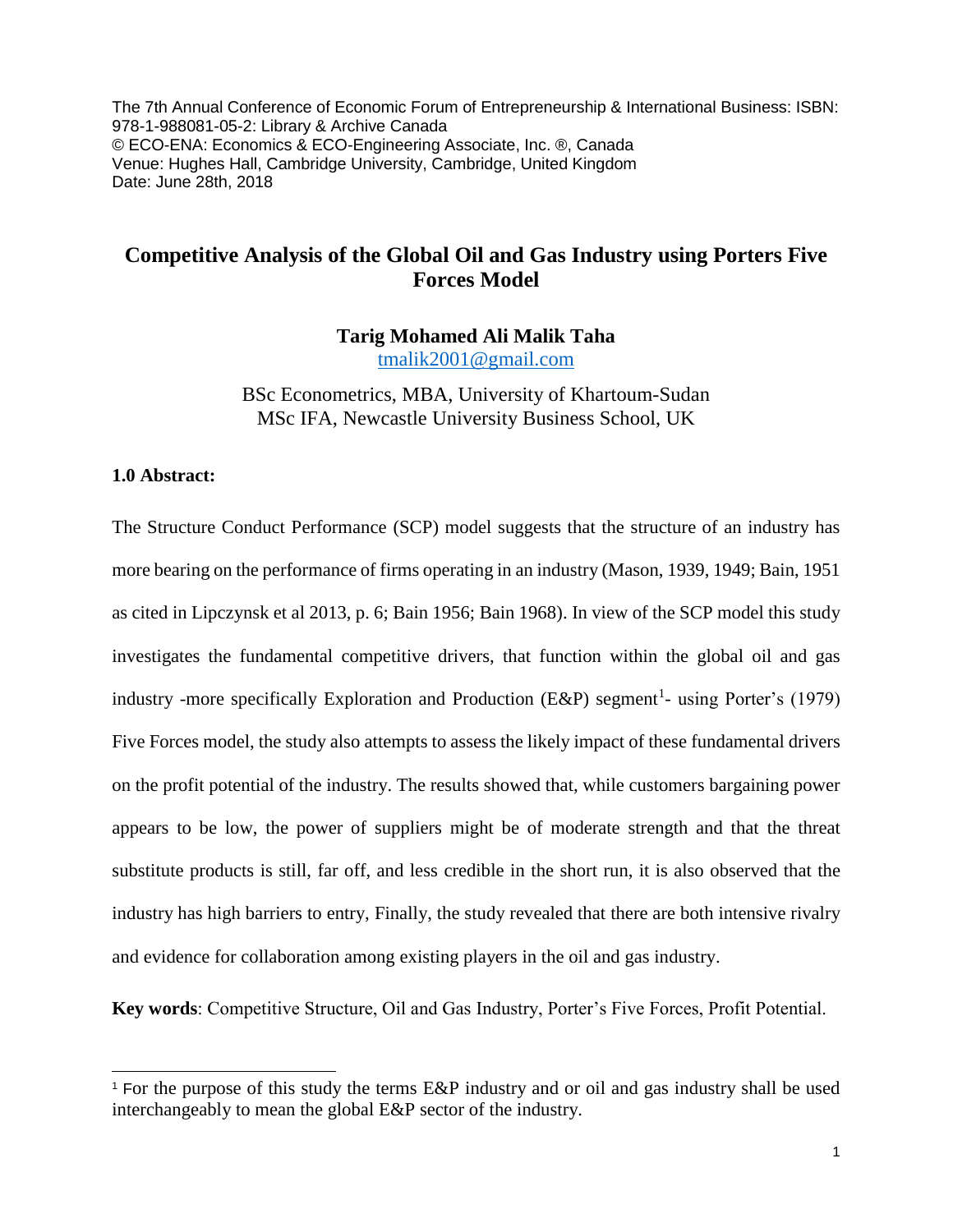The 7th Annual Conference of Economic Forum of Entrepreneurship & International Business: ISBN: 978-1-988081-05-2: Library & Archive Canada
© ECO-ENA: Economics & ECO-Engineering Associate, Inc. ®, Canada
Venue: Hughes Hall, Cambridge University, Cambridge, United Kingdom
Date: June 28th, 2018

# Competitive Analysis of the Global Oil and Gas Industry using Porters Five Forces Model

**Tarig Mohamed Ali Malik Taha**
tmalik2001@gmail.com

BSc Econometrics, MBA, University of Khartoum-Sudan
MSc IFA, Newcastle University Business School, UK

## 1.0 Abstract:

The Structure Conduct Performance (SCP) model suggests that the structure of an industry has more bearing on the performance of firms operating in an industry (Mason, 1939, 1949; Bain, 1951 as cited in Lipczynsk et al 2013, p. 6; Bain 1956; Bain 1968). In view of the SCP model this study investigates the fundamental competitive drivers, that function within the global oil and gas industry -more specifically Exploration and Production (E&P) segment[1]- using Porter's (1979) Five Forces model, the study also attempts to assess the likely impact of these fundamental drivers on the profit potential of the industry. The results showed that, while customers bargaining power appears to be low, the power of suppliers might be of moderate strength and that the threat substitute products is still, far off, and less credible in the short run, it is also observed that the industry has high barriers to entry, Finally, the study revealed that there are both intensive rivalry and evidence for collaboration among existing players in the oil and gas industry.

**Key words**: Competitive Structure, Oil and Gas Industry, Porter's Five Forces, Profit Potential.

[1] For the purpose of this study the terms E&P industry and or oil and gas industry shall be used interchangeably to mean the global E&P sector of the industry.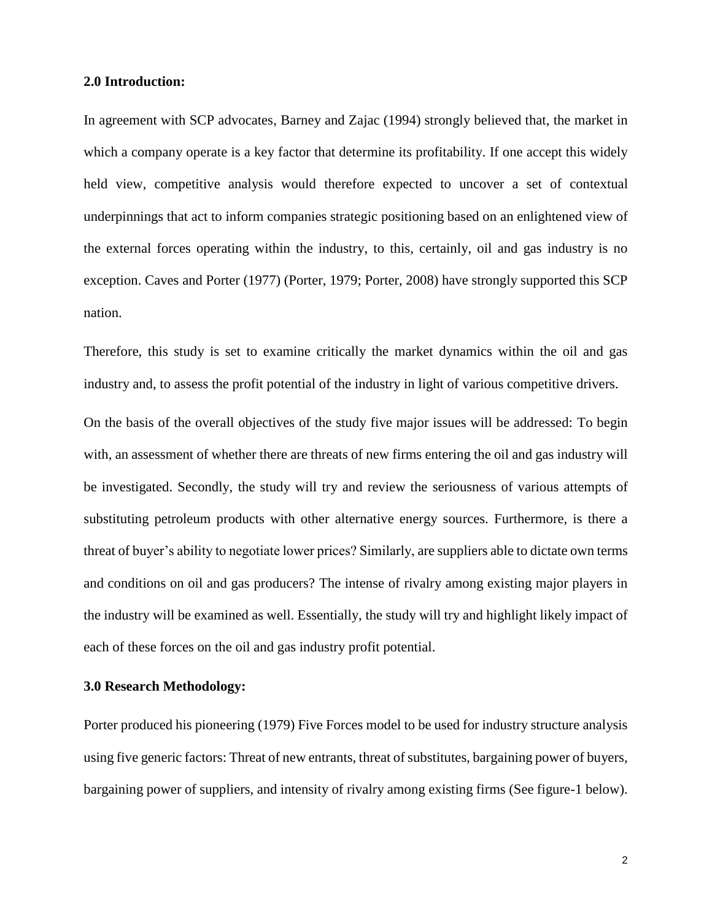**2.0 Introduction:**

In agreement with SCP advocates, Barney and Zajac (1994) strongly believed that, the market in which a company operate is a key factor that determine its profitability. If one accept this widely held view, competitive analysis would therefore expected to uncover a set of contextual underpinnings that act to inform companies strategic positioning based on an enlightened view of the external forces operating within the industry, to this, certainly, oil and gas industry is no exception. Caves and Porter (1977) (Porter, 1979; Porter, 2008) have strongly supported this SCP nation.

Therefore, this study is set to examine critically the market dynamics within the oil and gas industry and, to assess the profit potential of the industry in light of various competitive drivers.

On the basis of the overall objectives of the study five major issues will be addressed: To begin with, an assessment of whether there are threats of new firms entering the oil and gas industry will be investigated. Secondly, the study will try and review the seriousness of various attempts of substituting petroleum products with other alternative energy sources. Furthermore, is there a threat of buyer's ability to negotiate lower prices? Similarly, are suppliers able to dictate own terms and conditions on oil and gas producers? The intense of rivalry among existing major players in the industry will be examined as well. Essentially, the study will try and highlight likely impact of each of these forces on the oil and gas industry profit potential.

**3.0 Research Methodology:**

Porter produced his pioneering (1979) Five Forces model to be used for industry structure analysis using five generic factors: Threat of new entrants, threat of substitutes, bargaining power of buyers, bargaining power of suppliers, and intensity of rivalry among existing firms (See figure-1 below).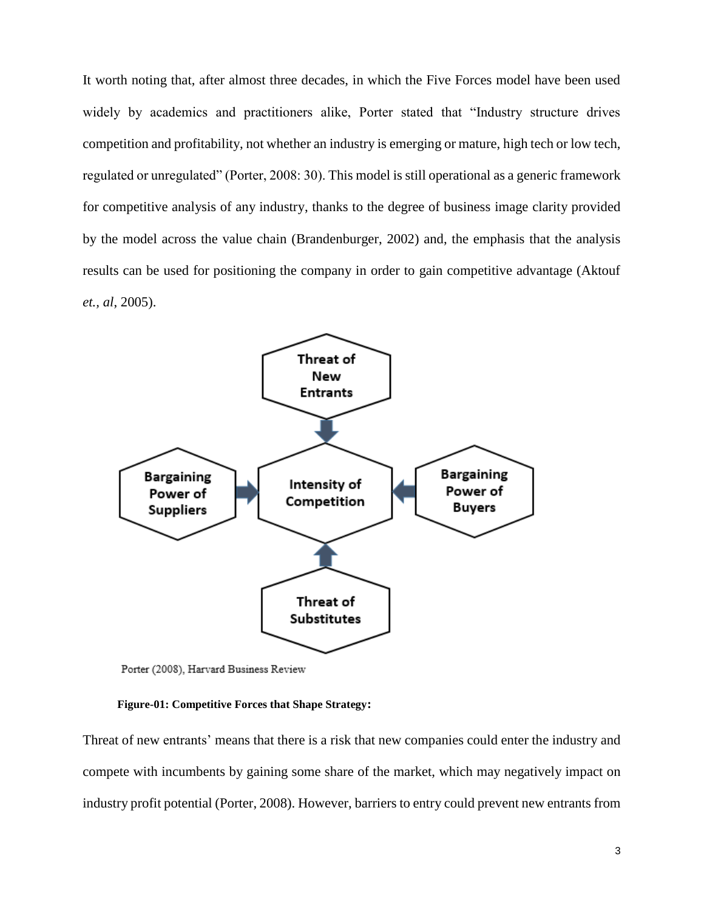It worth noting that, after almost three decades, in which the Five Forces model have been used widely by academics and practitioners alike, Porter stated that "Industry structure drives competition and profitability, not whether an industry is emerging or mature, high tech or low tech, regulated or unregulated" (Porter, 2008: 30). This model is still operational as a generic framework for competitive analysis of any industry, thanks to the degree of business image clarity provided by the model across the value chain (Brandenburger, 2002) and, the emphasis that the analysis results can be used for positioning the company in order to gain competitive advantage (Aktouf *et., al*, 2005).

Threat of New Entrants

Bargaining Power of Suppliers

Intensity of Competition

Bargaining Power of Buyers

Threat of Substitutes

Porter (2008), Harvard Business Review

**Figure-01: Competitive Forces that Shape Strategy:**

Threat of new entrants' means that there is a risk that new companies could enter the industry and compete with incumbents by gaining some share of the market, which may negatively impact on industry profit potential (Porter, 2008). However, barriers to entry could prevent new entrants from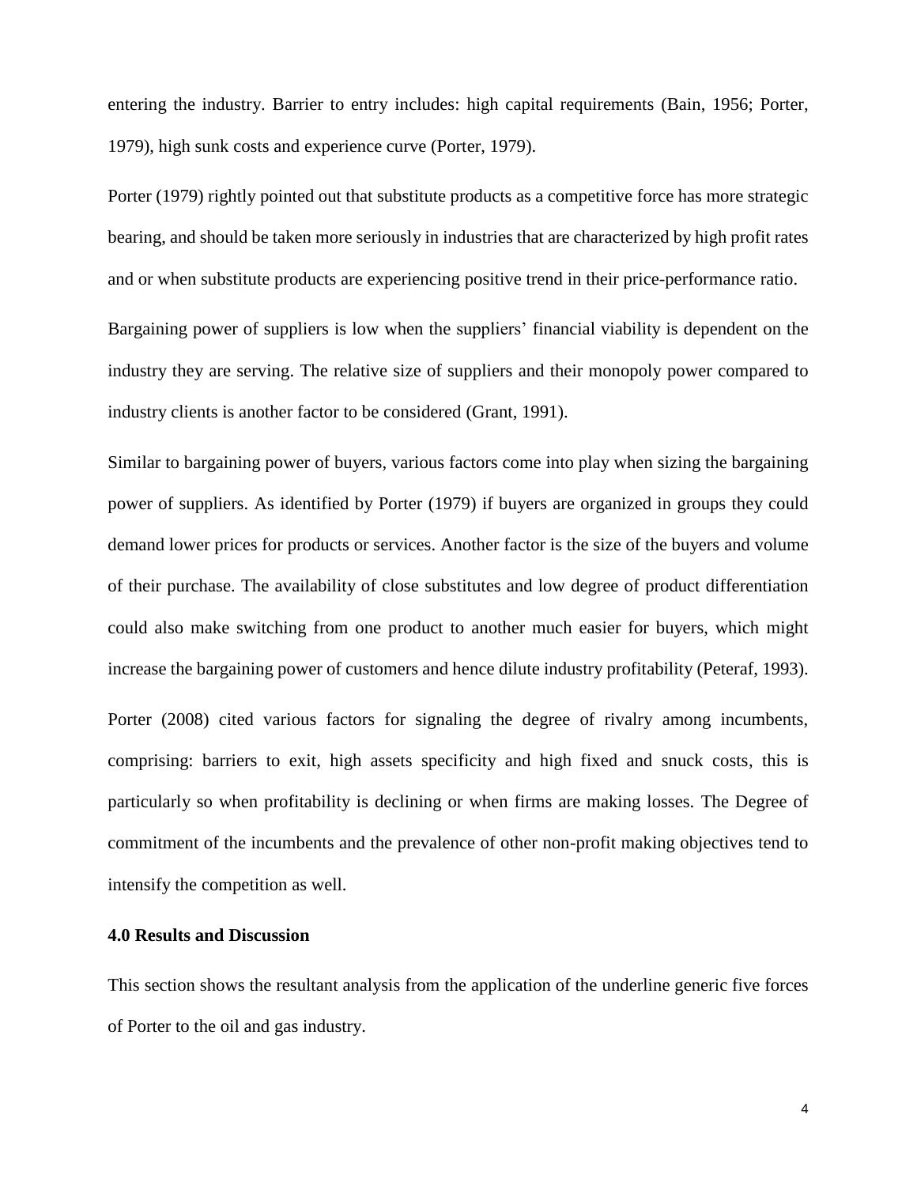entering the industry. Barrier to entry includes: high capital requirements (Bain, 1956; Porter, 1979), high sunk costs and experience curve (Porter, 1979).

Porter (1979) rightly pointed out that substitute products as a competitive force has more strategic bearing, and should be taken more seriously in industries that are characterized by high profit rates and or when substitute products are experiencing positive trend in their price-performance ratio.

Bargaining power of suppliers is low when the suppliers' financial viability is dependent on the industry they are serving. The relative size of suppliers and their monopoly power compared to industry clients is another factor to be considered (Grant, 1991).

Similar to bargaining power of buyers, various factors come into play when sizing the bargaining power of suppliers. As identified by Porter (1979) if buyers are organized in groups they could demand lower prices for products or services. Another factor is the size of the buyers and volume of their purchase. The availability of close substitutes and low degree of product differentiation could also make switching from one product to another much easier for buyers, which might increase the bargaining power of customers and hence dilute industry profitability (Peteraf, 1993).

Porter (2008) cited various factors for signaling the degree of rivalry among incumbents, comprising: barriers to exit, high assets specificity and high fixed and snuck costs, this is particularly so when profitability is declining or when firms are making losses. The Degree of commitment of the incumbents and the prevalence of other non-profit making objectives tend to intensify the competition as well.

## 4.0 Results and Discussion

This section shows the resultant analysis from the application of the underline generic five forces of Porter to the oil and gas industry.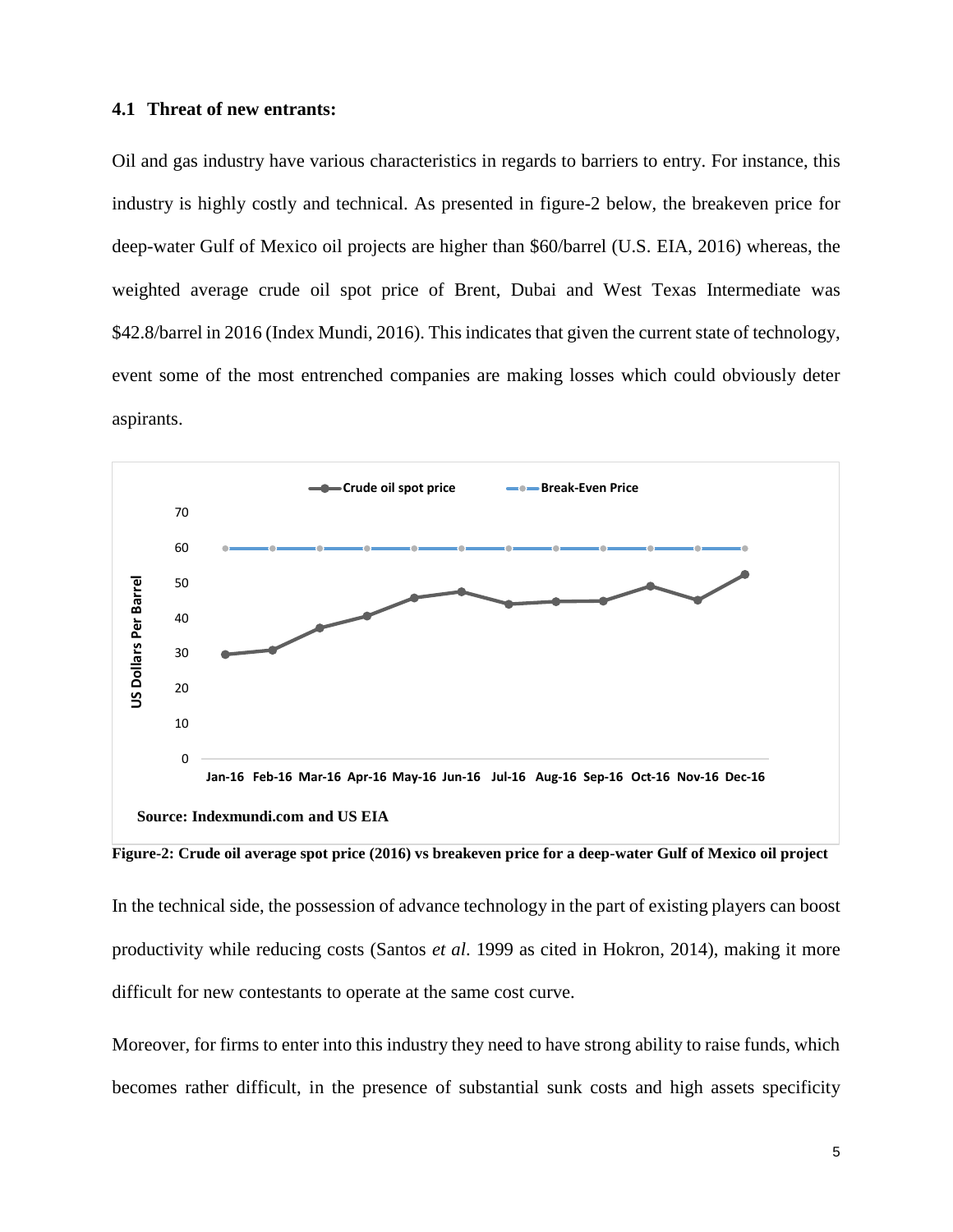### 4.1 Threat of new entrants:

Oil and gas industry have various characteristics in regards to barriers to entry. For instance, this industry is highly costly and technical. As presented in figure-2 below, the breakeven price for deep-water Gulf of Mexico oil projects are higher than \$60/barrel (U.S. EIA, 2016) whereas, the weighted average crude oil spot price of Brent, Dubai and West Texas Intermediate was \$42.8/barrel in 2016 (Index Mundi, 2016). This indicates that given the current state of technology, event some of the most entrenched companies are making losses which could obviously deter aspirants.

**Source: Indexmundi.com and US EIA**

**Figure-2: Crude oil average spot price (2016) vs breakeven price for a deep-water Gulf of Mexico oil project**

In the technical side, the possession of advance technology in the part of existing players can boost productivity while reducing costs (Santos *et al*. 1999 as cited in Hokron, 2014), making it more difficult for new contestants to operate at the same cost curve.

Moreover, for firms to enter into this industry they need to have strong ability to raise funds, which becomes rather difficult, in the presence of substantial sunk costs and high assets specificity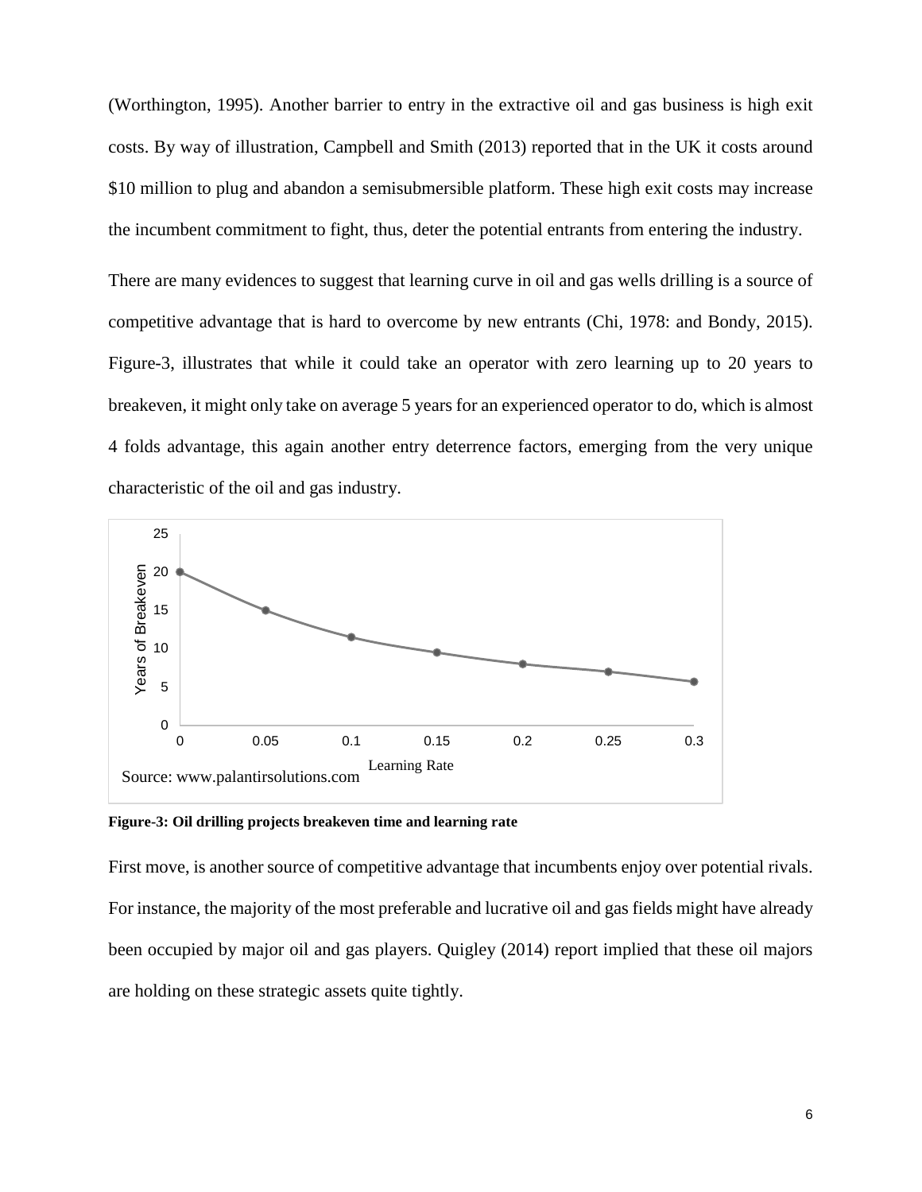(Worthington, 1995). Another barrier to entry in the extractive oil and gas business is high exit costs. By way of illustration, Campbell and Smith (2013) reported that in the UK it costs around $10 million to plug and abandon a semisubmersible platform. These high exit costs may increase the incumbent commitment to fight, thus, deter the potential entrants from entering the industry.

There are many evidences to suggest that learning curve in oil and gas wells drilling is a source of competitive advantage that is hard to overcome by new entrants (Chi, 1978: and Bondy, 2015). Figure-3, illustrates that while it could take an operator with zero learning up to 20 years to breakeven, it might only take on average 5 years for an experienced operator to do, which is almost 4 folds advantage, this again another entry deterrence factors, emerging from the very unique characteristic of the oil and gas industry.

Source: www.palantirsolutions.com

**Figure-3: Oil drilling projects breakeven time and learning rate**

First move, is another source of competitive advantage that incumbents enjoy over potential rivals. For instance, the majority of the most preferable and lucrative oil and gas fields might have already been occupied by major oil and gas players. Quigley (2014) report implied that these oil majors are holding on these strategic assets quite tightly.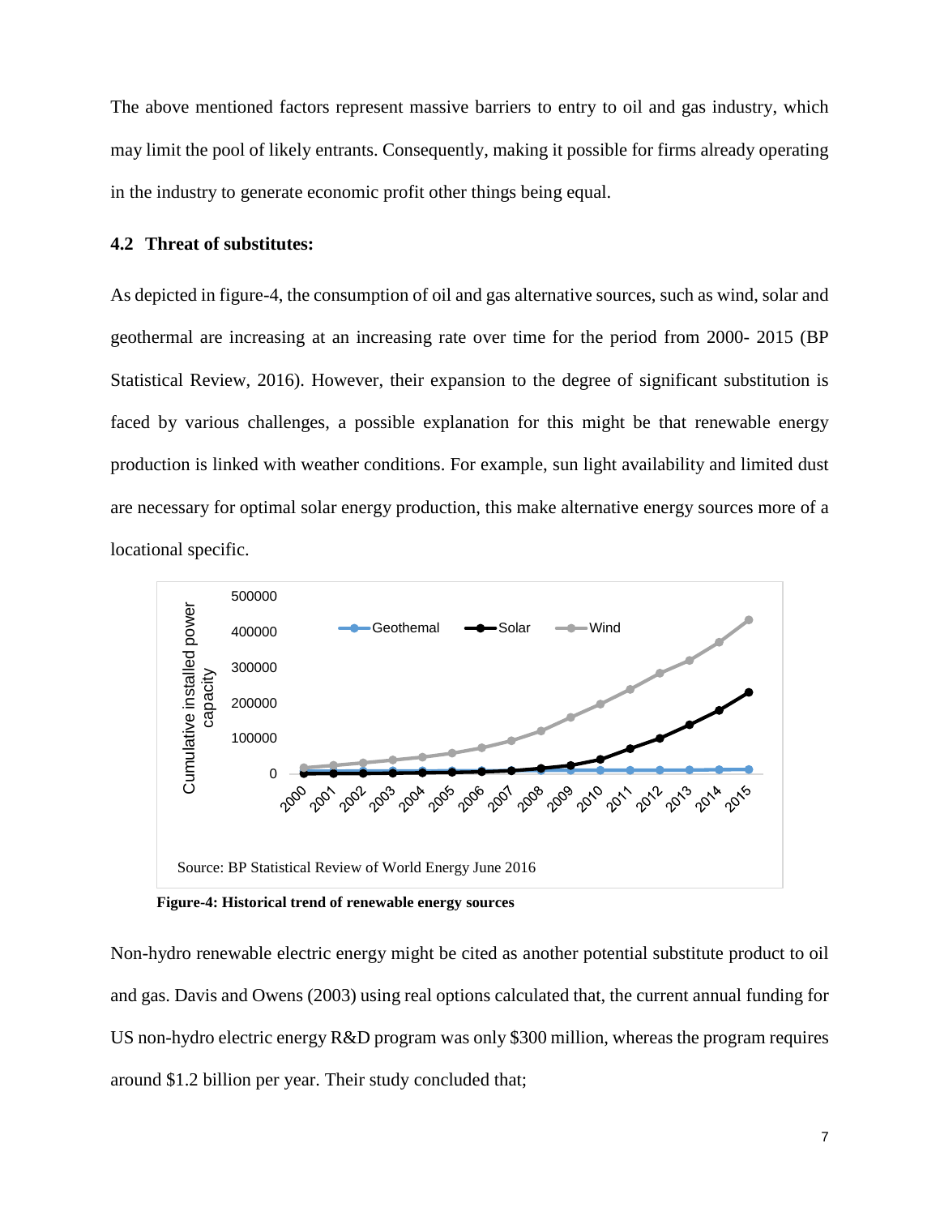The above mentioned factors represent massive barriers to entry to oil and gas industry, which may limit the pool of likely entrants. Consequently, making it possible for firms already operating in the industry to generate economic profit other things being equal.

### 4.2 Threat of substitutes:

As depicted in figure-4, the consumption of oil and gas alternative sources, such as wind, solar and geothermal are increasing at an increasing rate over time for the period from 2000- 2015 (BP Statistical Review, 2016). However, their expansion to the degree of significant substitution is faced by various challenges, a possible explanation for this might be that renewable energy production is linked with weather conditions. For example, sun light availability and limited dust are necessary for optimal solar energy production, this make alternative energy sources more of a locational specific.

Source: BP Statistical Review of World Energy June 2016

**Figure-4: Historical trend of renewable energy sources**

Non-hydro renewable electric energy might be cited as another potential substitute product to oil and gas. Davis and Owens (2003) using real options calculated that, the current annual funding for US non-hydro electric energy R&D program was only $300 million, whereas the program requires around $1.2 billion per year. Their study concluded that;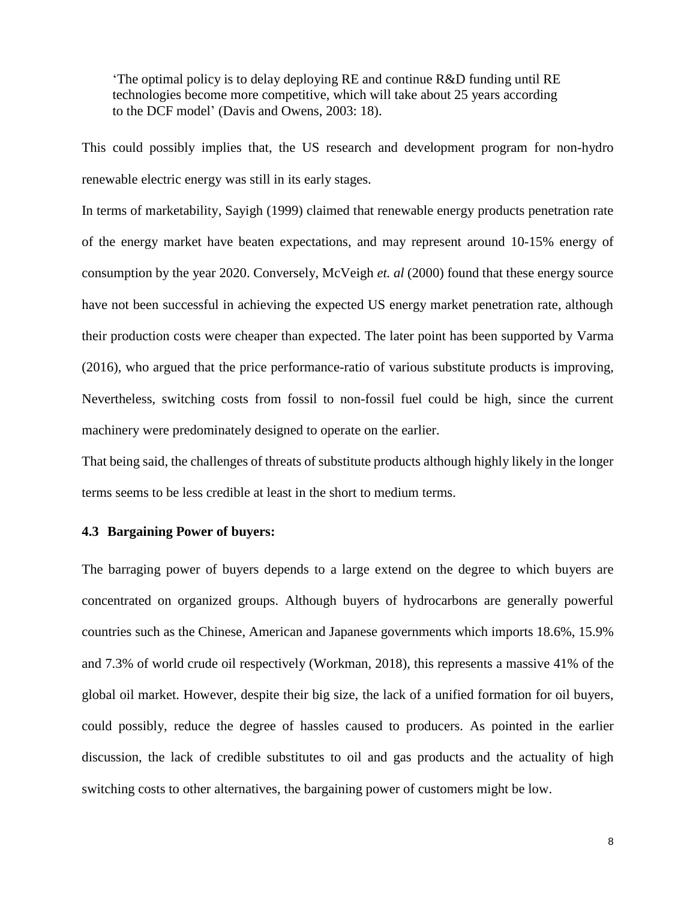> ‘The optimal policy is to delay deploying RE and continue R&D funding until RE technologies become more competitive, which will take about 25 years according to the DCF model’ (Davis and Owens, 2003: 18).

This could possibly implies that, the US research and development program for non-hydro renewable electric energy was still in its early stages.

In terms of marketability, Sayigh (1999) claimed that renewable energy products penetration rate of the energy market have beaten expectations, and may represent around 10-15% energy of consumption by the year 2020. Conversely, McVeigh *et. al* (2000) found that these energy source have not been successful in achieving the expected US energy market penetration rate, although their production costs were cheaper than expected. The later point has been supported by Varma (2016), who argued that the price performance-ratio of various substitute products is improving, Nevertheless, switching costs from fossil to non-fossil fuel could be high, since the current machinery were predominately designed to operate on the earlier.

That being said, the challenges of threats of substitute products although highly likely in the longer terms seems to be less credible at least in the short to medium terms.

### 4.3 Bargaining Power of buyers:

The barraging power of buyers depends to a large extend on the degree to which buyers are concentrated on organized groups. Although buyers of hydrocarbons are generally powerful countries such as the Chinese, American and Japanese governments which imports 18.6%, 15.9% and 7.3% of world crude oil respectively (Workman, 2018), this represents a massive 41% of the global oil market. However, despite their big size, the lack of a unified formation for oil buyers, could possibly, reduce the degree of hassles caused to producers. As pointed in the earlier discussion, the lack of credible substitutes to oil and gas products and the actuality of high switching costs to other alternatives, the bargaining power of customers might be low.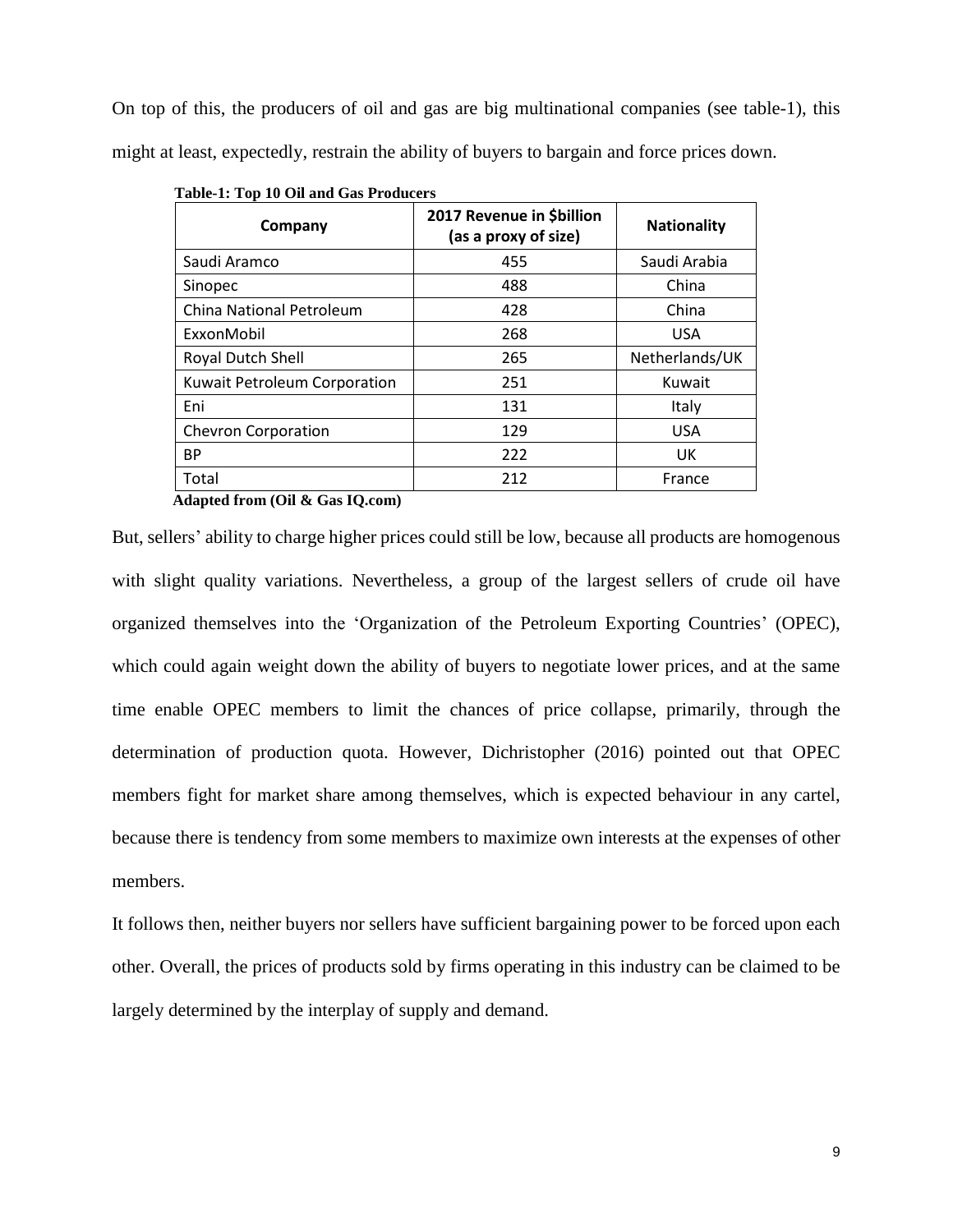On top of this, the producers of oil and gas are big multinational companies (see table-1), this might at least, expectedly, restrain the ability of buyers to bargain and force prices down.

**Table-1: Top 10 Oil and Gas Producers**

| Company | 2017 Revenue in $billion (as a proxy of size) | Nationality |
|---|---|---|
| Saudi Aramco | 455 | Saudi Arabia |
| Sinopec | 488 | China |
| China National Petroleum | 428 | China |
| ExxonMobil | 268 | USA |
| Royal Dutch Shell | 265 | Netherlands/UK |
| Kuwait Petroleum Corporation | 251 | Kuwait |
| Eni | 131 | Italy |
| Chevron Corporation | 129 | USA |
| BP | 222 | UK |
| Total | 212 | France |

**Adapted from (Oil & Gas IQ.com)**

But, sellers' ability to charge higher prices could still be low, because all products are homogenous with slight quality variations. Nevertheless, a group of the largest sellers of crude oil have organized themselves into the 'Organization of the Petroleum Exporting Countries' (OPEC), which could again weight down the ability of buyers to negotiate lower prices, and at the same time enable OPEC members to limit the chances of price collapse, primarily, through the determination of production quota. However, Dichristopher (2016) pointed out that OPEC members fight for market share among themselves, which is expected behaviour in any cartel, because there is tendency from some members to maximize own interests at the expenses of other members.

It follows then, neither buyers nor sellers have sufficient bargaining power to be forced upon each other. Overall, the prices of products sold by firms operating in this industry can be claimed to be largely determined by the interplay of supply and demand.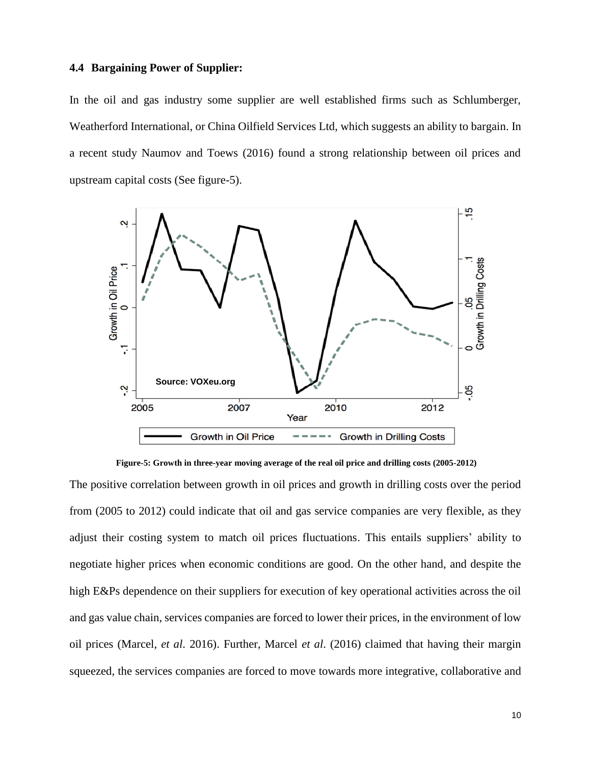### 4.4 Bargaining Power of Supplier:

In the oil and gas industry some supplier are well established firms such as Schlumberger, Weatherford International, or China Oilfield Services Ltd, which suggests an ability to bargain. In a recent study Naumov and Toews (2016) found a strong relationship between oil prices and upstream capital costs (See figure-5).

**Figure-5: Growth in three-year moving average of the real oil price and drilling costs (2005-2012)**

The positive correlation between growth in oil prices and growth in drilling costs over the period from (2005 to 2012) could indicate that oil and gas service companies are very flexible, as they adjust their costing system to match oil prices fluctuations. This entails suppliers' ability to negotiate higher prices when economic conditions are good. On the other hand, and despite the high E&Ps dependence on their suppliers for execution of key operational activities across the oil and gas value chain, services companies are forced to lower their prices, in the environment of low oil prices (Marcel, *et al*. 2016). Further, Marcel *et al*. (2016) claimed that having their margin squeezed, the services companies are forced to move towards more integrative, collaborative and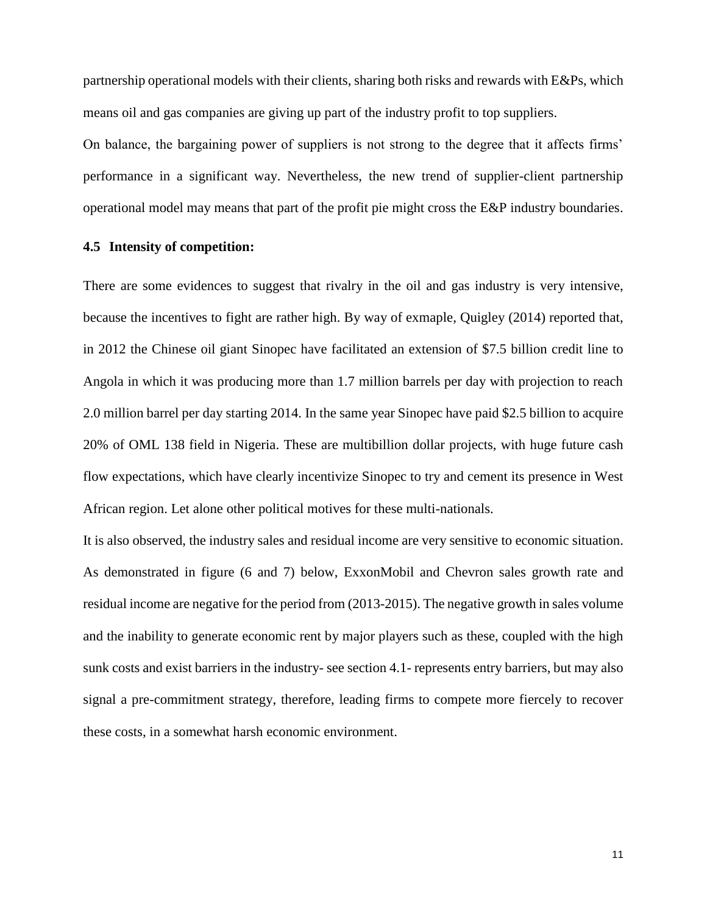partnership operational models with their clients, sharing both risks and rewards with E&Ps, which means oil and gas companies are giving up part of the industry profit to top suppliers.

On balance, the bargaining power of suppliers is not strong to the degree that it affects firms' performance in a significant way. Nevertheless, the new trend of supplier-client partnership operational model may means that part of the profit pie might cross the E&P industry boundaries.

### 4.5 Intensity of competition:

There are some evidences to suggest that rivalry in the oil and gas industry is very intensive, because the incentives to fight are rather high. By way of exmaple, Quigley (2014) reported that, in 2012 the Chinese oil giant Sinopec have facilitated an extension of $7.5 billion credit line to Angola in which it was producing more than 1.7 million barrels per day with projection to reach 2.0 million barrel per day starting 2014. In the same year Sinopec have paid $2.5 billion to acquire 20% of OML 138 field in Nigeria. These are multibillion dollar projects, with huge future cash flow expectations, which have clearly incentivize Sinopec to try and cement its presence in West African region. Let alone other political motives for these multi-nationals.

It is also observed, the industry sales and residual income are very sensitive to economic situation. As demonstrated in figure (6 and 7) below, ExxonMobil and Chevron sales growth rate and residual income are negative for the period from (2013-2015). The negative growth in sales volume and the inability to generate economic rent by major players such as these, coupled with the high sunk costs and exist barriers in the industry- see section 4.1- represents entry barriers, but may also signal a pre-commitment strategy, therefore, leading firms to compete more fiercely to recover these costs, in a somewhat harsh economic environment.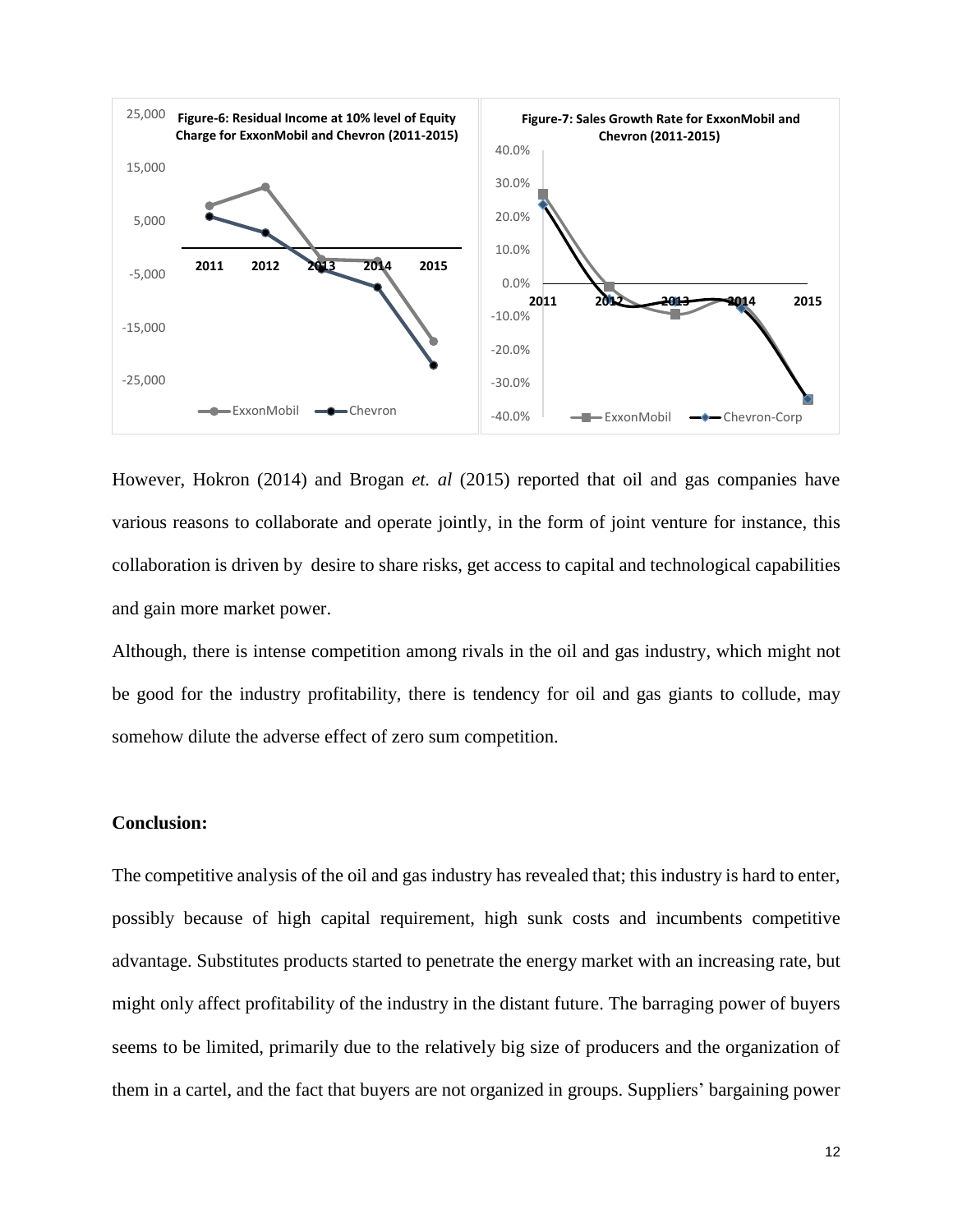Figure-6: Residual Income at 10% level of Equity Charge for ExxonMobil and Chevron (2011-2015)

Figure-7: Sales Growth Rate for ExxonMobil and Chevron (2011-2015)

However, Hokron (2014) and Brogan *et. al* (2015) reported that oil and gas companies have various reasons to collaborate and operate jointly, in the form of joint venture for instance, this collaboration is driven by desire to share risks, get access to capital and technological capabilities and gain more market power.

Although, there is intense competition among rivals in the oil and gas industry, which might not be good for the industry profitability, there is tendency for oil and gas giants to collude, may somehow dilute the adverse effect of zero sum competition.

**Conclusion:**

The competitive analysis of the oil and gas industry has revealed that; this industry is hard to enter, possibly because of high capital requirement, high sunk costs and incumbents competitive advantage. Substitutes products started to penetrate the energy market with an increasing rate, but might only affect profitability of the industry in the distant future. The barraging power of buyers seems to be limited, primarily due to the relatively big size of producers and the organization of them in a cartel, and the fact that buyers are not organized in groups. Suppliers' bargaining power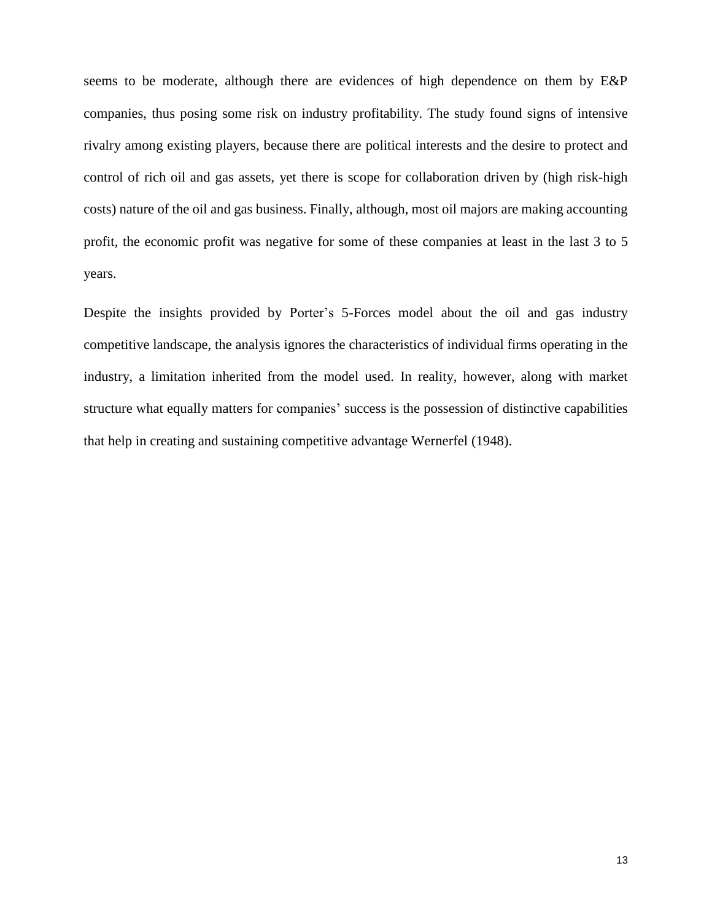seems to be moderate, although there are evidences of high dependence on them by E&P companies, thus posing some risk on industry profitability. The study found signs of intensive rivalry among existing players, because there are political interests and the desire to protect and control of rich oil and gas assets, yet there is scope for collaboration driven by (high risk-high costs) nature of the oil and gas business. Finally, although, most oil majors are making accounting profit, the economic profit was negative for some of these companies at least in the last 3 to 5 years.

Despite the insights provided by Porter's 5-Forces model about the oil and gas industry competitive landscape, the analysis ignores the characteristics of individual firms operating in the industry, a limitation inherited from the model used. In reality, however, along with market structure what equally matters for companies' success is the possession of distinctive capabilities that help in creating and sustaining competitive advantage Wernerfel (1948).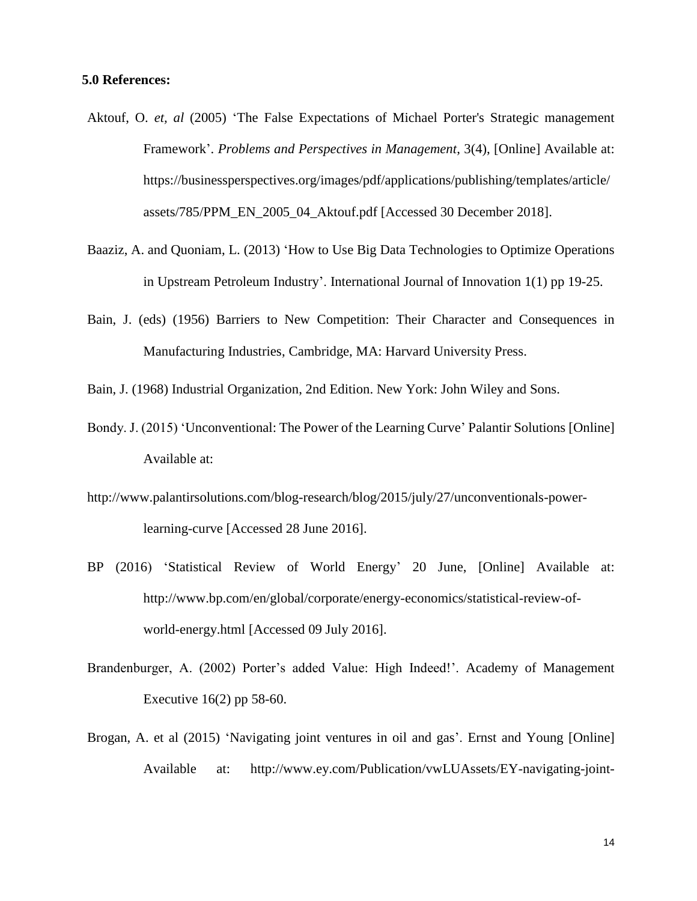**5.0 References:**

Aktouf, O. *et, al* (2005) 'The False Expectations of Michael Porter's Strategic management Framework'. *Problems and Perspectives in Management*, 3(4), [Online] Available at: https://businessperspectives.org/images/pdf/applications/publishing/templates/article/assets/785/PPM_EN_2005_04_Aktouf.pdf [Accessed 30 December 2018].

Baaziz, A. and Quoniam, L. (2013) 'How to Use Big Data Technologies to Optimize Operations in Upstream Petroleum Industry'. International Journal of Innovation 1(1) pp 19-25.

Bain, J. (eds) (1956) Barriers to New Competition: Their Character and Consequences in Manufacturing Industries, Cambridge, MA: Harvard University Press.

Bain, J. (1968) Industrial Organization, 2nd Edition. New York: John Wiley and Sons.

Bondy. J. (2015) 'Unconventional: The Power of the Learning Curve' Palantir Solutions [Online] Available at:

http://www.palantirsolutions.com/blog-research/blog/2015/july/27/unconventionals-power-learning-curve [Accessed 28 June 2016].

BP (2016) 'Statistical Review of World Energy' 20 June, [Online] Available at: http://www.bp.com/en/global/corporate/energy-economics/statistical-review-of-world-energy.html [Accessed 09 July 2016].

Brandenburger, A. (2002) Porter's added Value: High Indeed!'. Academy of Management Executive 16(2) pp 58-60.

Brogan, A. et al (2015) 'Navigating joint ventures in oil and gas'. Ernst and Young [Online] Available at: http://www.ey.com/Publication/vwLUAssets/EY-navigating-joint-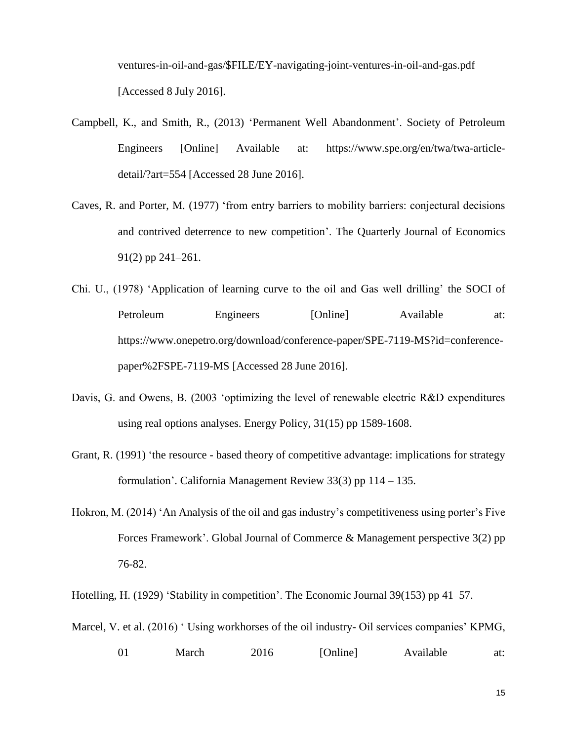ventures-in-oil-and-gas/$FILE/EY-navigating-joint-ventures-in-oil-and-gas.pdf [Accessed 8 July 2016].

Campbell, K., and Smith, R., (2013) 'Permanent Well Abandonment'. Society of Petroleum Engineers [Online] Available at: https://www.spe.org/en/twa/twa-article-detail/?art=554 [Accessed 28 June 2016].

Caves, R. and Porter, M. (1977) 'from entry barriers to mobility barriers: conjectural decisions and contrived deterrence to new competition'. The Quarterly Journal of Economics 91(2) pp 241–261.

Chi. U., (1978) 'Application of learning curve to the oil and Gas well drilling' the SOCI of Petroleum Engineers [Online] Available at: https://www.onepetro.org/download/conference-paper/SPE-7119-MS?id=conference-paper%2FSPE-7119-MS [Accessed 28 June 2016].

Davis, G. and Owens, B. (2003 'optimizing the level of renewable electric R&D expenditures using real options analyses. Energy Policy, 31(15) pp 1589-1608.

Grant, R. (1991) 'the resource - based theory of competitive advantage: implications for strategy formulation'. California Management Review 33(3) pp 114 – 135.

Hokron, M. (2014) 'An Analysis of the oil and gas industry's competitiveness using porter's Five Forces Framework'. Global Journal of Commerce & Management perspective 3(2) pp 76-82.

Hotelling, H. (1929) 'Stability in competition'. The Economic Journal 39(153) pp 41–57.

Marcel, V. et al. (2016) ' Using workhorses of the oil industry- Oil services companies' KPMG, 01 March 2016 [Online] Available at: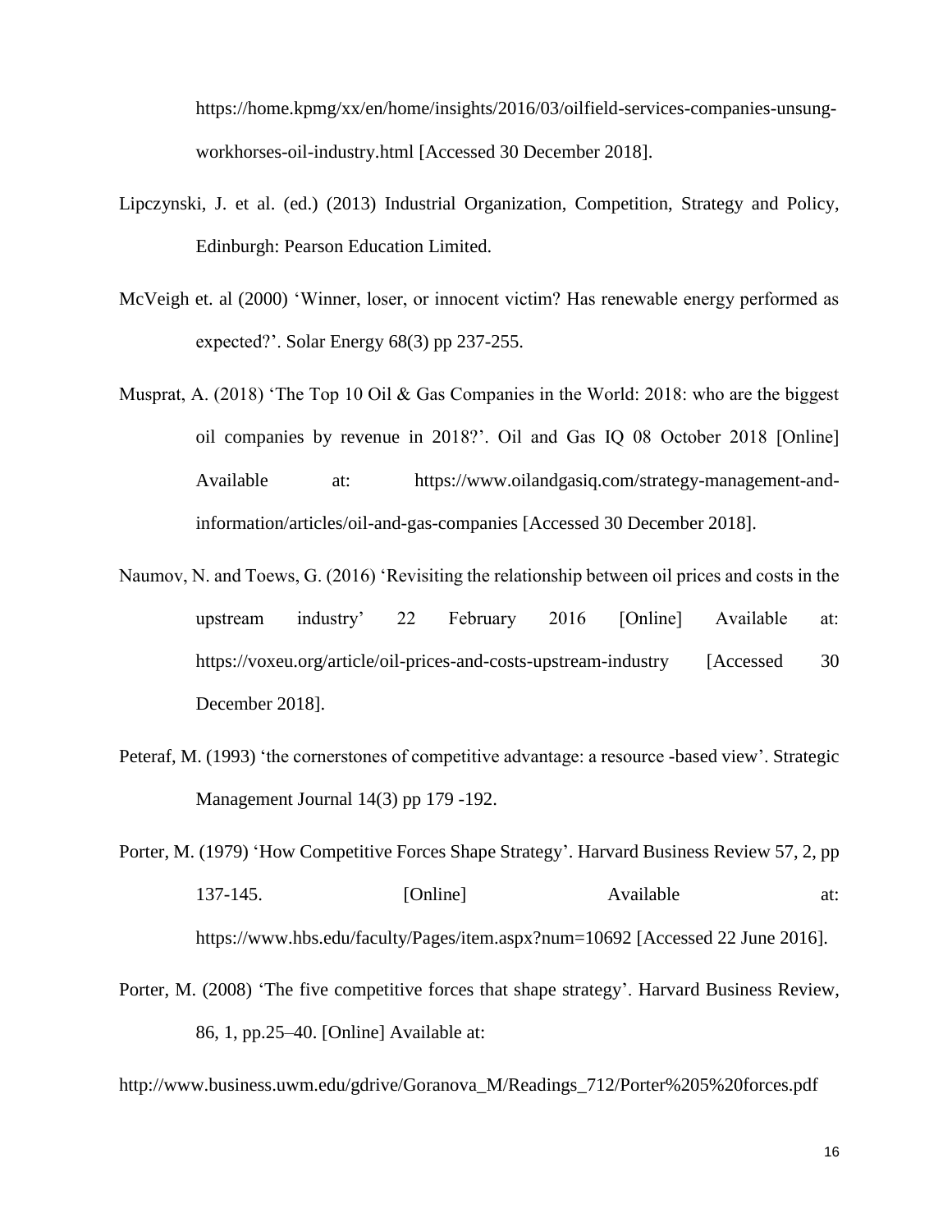https://home.kpmg/xx/en/home/insights/2016/03/oilfield-services-companies-unsung-workhorses-oil-industry.html [Accessed 30 December 2018].

Lipczynski, J. et al. (ed.) (2013) Industrial Organization, Competition, Strategy and Policy, Edinburgh: Pearson Education Limited.

McVeigh et. al (2000) 'Winner, loser, or innocent victim? Has renewable energy performed as expected?'. Solar Energy 68(3) pp 237-255.

Musprat, A. (2018) 'The Top 10 Oil & Gas Companies in the World: 2018: who are the biggest oil companies by revenue in 2018?'. Oil and Gas IQ 08 October 2018 [Online] Available at: https://www.oilandgasiq.com/strategy-management-and-information/articles/oil-and-gas-companies [Accessed 30 December 2018].

Naumov, N. and Toews, G. (2016) 'Revisiting the relationship between oil prices and costs in the upstream industry' 22 February 2016 [Online] Available at: https://voxeu.org/article/oil-prices-and-costs-upstream-industry [Accessed 30 December 2018].

Peteraf, M. (1993) 'the cornerstones of competitive advantage: a resource -based view'. Strategic Management Journal 14(3) pp 179 -192.

Porter, M. (1979) 'How Competitive Forces Shape Strategy'. Harvard Business Review 57, 2, pp 137-145. [Online] Available at: https://www.hbs.edu/faculty/Pages/item.aspx?num=10692 [Accessed 22 June 2016].

Porter, M. (2008) 'The five competitive forces that shape strategy'. Harvard Business Review, 86, 1, pp.25–40. [Online] Available at:

http://www.business.uwm.edu/gdrive/Goranova_M/Readings_712/Porter%205%20forces.pdf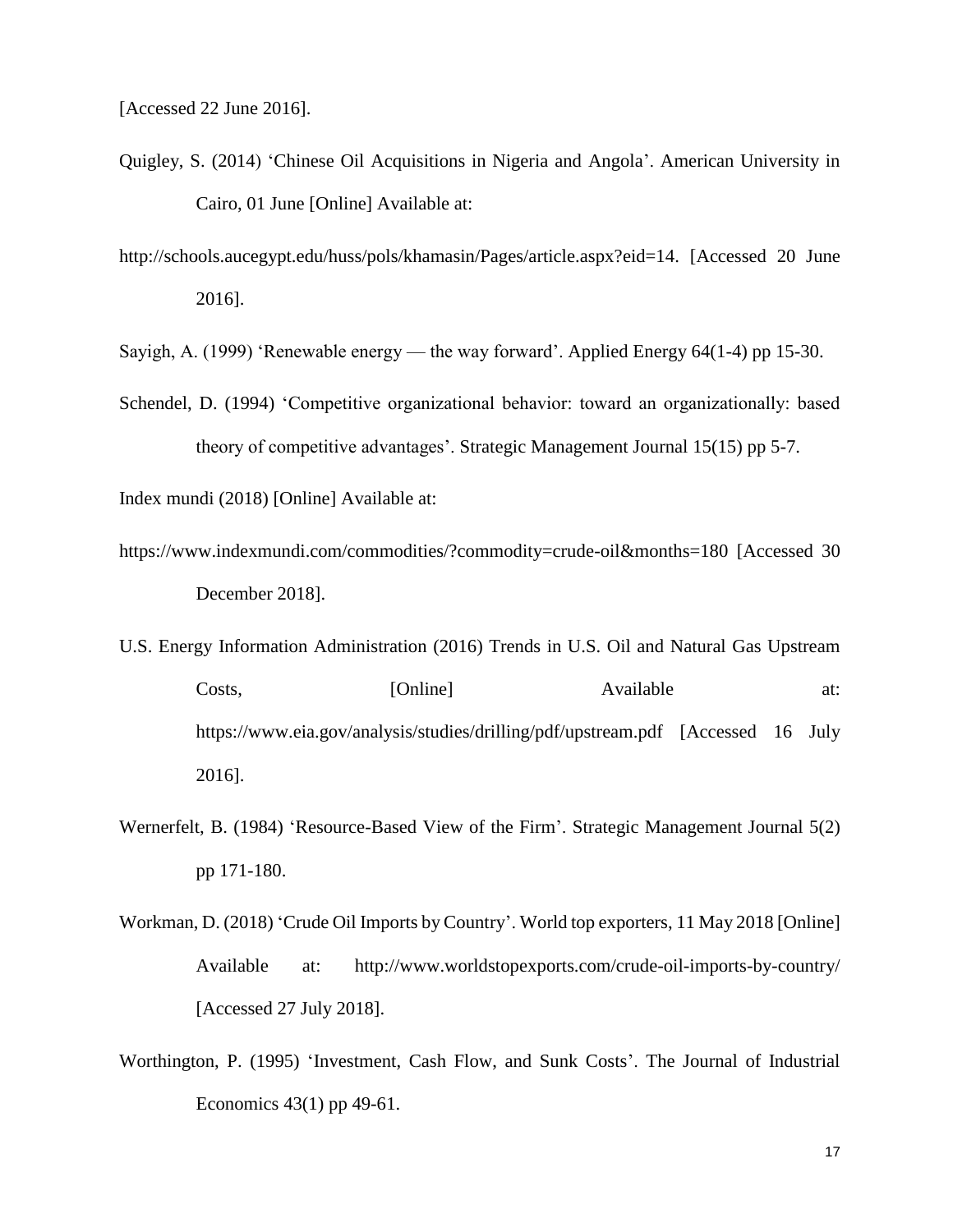[Accessed 22 June 2016].

Quigley, S. (2014) 'Chinese Oil Acquisitions in Nigeria and Angola'. American University in Cairo, 01 June [Online] Available at:

http://schools.aucegypt.edu/huss/pols/khamasin/Pages/article.aspx?eid=14. [Accessed 20 June 2016].

Sayigh, A. (1999) 'Renewable energy — the way forward'. Applied Energy 64(1-4) pp 15-30.

Schendel, D. (1994) 'Competitive organizational behavior: toward an organizationally: based theory of competitive advantages'. Strategic Management Journal 15(15) pp 5-7.

Index mundi (2018) [Online] Available at:

https://www.indexmundi.com/commodities/?commodity=crude-oil&months=180 [Accessed 30 December 2018].

U.S. Energy Information Administration (2016) Trends in U.S. Oil and Natural Gas Upstream Costs, [Online] Available at: https://www.eia.gov/analysis/studies/drilling/pdf/upstream.pdf [Accessed 16 July 2016].

Wernerfelt, B. (1984) 'Resource-Based View of the Firm'. Strategic Management Journal 5(2) pp 171-180.

Workman, D. (2018) 'Crude Oil Imports by Country'. World top exporters, 11 May 2018 [Online] Available at: http://www.worldstopexports.com/crude-oil-imports-by-country/ [Accessed 27 July 2018].

Worthington, P. (1995) 'Investment, Cash Flow, and Sunk Costs'. The Journal of Industrial Economics 43(1) pp 49-61.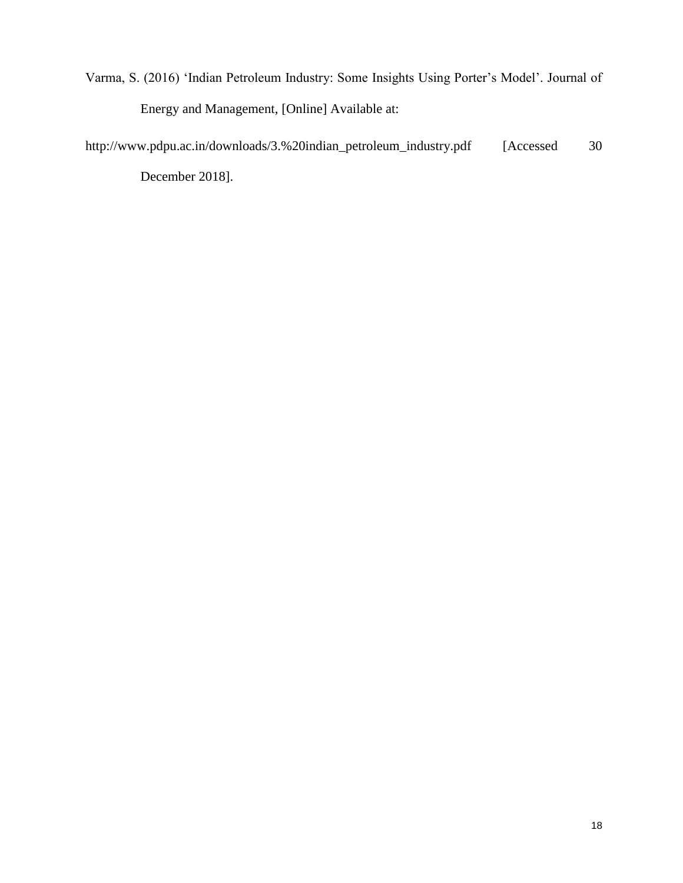Varma, S. (2016) 'Indian Petroleum Industry: Some Insights Using Porter's Model'. Journal of Energy and Management, [Online] Available at: http://www.pdpu.ac.in/downloads/3.%20indian_petroleum_industry.pdf [Accessed 30 December 2018].